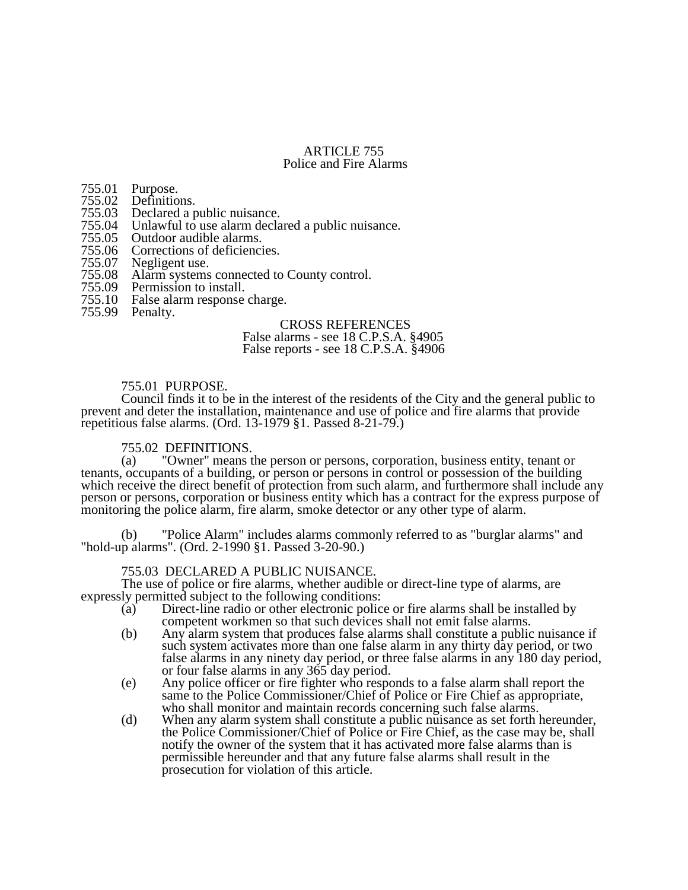# ARTICLE 755
## Police and Fire Alarms

755.01 Purpose.
755.02 Definitions.
755.03 Declared a public nuisance.
755.04 Unlawful to use alarm declared a public nuisance.
755.05 Outdoor audible alarms.
755.06 Corrections of deficiencies.
755.07 Negligent use.
755.08 Alarm systems connected to County control.
755.09 Permission to install.
755.10 False alarm response charge.
755.99 Penalty.

CROSS REFERENCES
False alarms - see 18 C.P.S.A. §4905
False reports - see 18 C.P.S.A. §4906

### 755.01 PURPOSE.

Council finds it to be in the interest of the residents of the City and the general public to prevent and deter the installation, maintenance and use of police and fire alarms that provide repetitious false alarms. (Ord. 13-1979 §1. Passed 8-21-79.)

### 755.02 DEFINITIONS.

(a) "Owner" means the person or persons, corporation, business entity, tenant or tenants, occupants of a building, or person or persons in control or possession of the building which receive the direct benefit of protection from such alarm, and furthermore shall include any person or persons, corporation or business entity which has a contract for the express purpose of monitoring the police alarm, fire alarm, smoke detector or any other type of alarm.

(b) "Police Alarm" includes alarms commonly referred to as "burglar alarms" and "hold-up alarms". (Ord. 2-1990 §1. Passed 3-20-90.)

### 755.03 DECLARED A PUBLIC NUISANCE.

The use of police or fire alarms, whether audible or direct-line type of alarms, are expressly permitted subject to the following conditions:

(a) Direct-line radio or other electronic police or fire alarms shall be installed by competent workmen so that such devices shall not emit false alarms.

(b) Any alarm system that produces false alarms shall constitute a public nuisance if such system activates more than one false alarm in any thirty day period, or two false alarms in any ninety day period, or three false alarms in any 180 day period, or four false alarms in any 365 day period.

(e) Any police officer or fire fighter who responds to a false alarm shall report the same to the Police Commissioner/Chief of Police or Fire Chief as appropriate, who shall monitor and maintain records concerning such false alarms.

(d) When any alarm system shall constitute a public nuisance as set forth hereunder, the Police Commissioner/Chief of Police or Fire Chief, as the case may be, shall notify the owner of the system that it has activated more false alarms than is permissible hereunder and that any future false alarms shall result in the prosecution for violation of this article.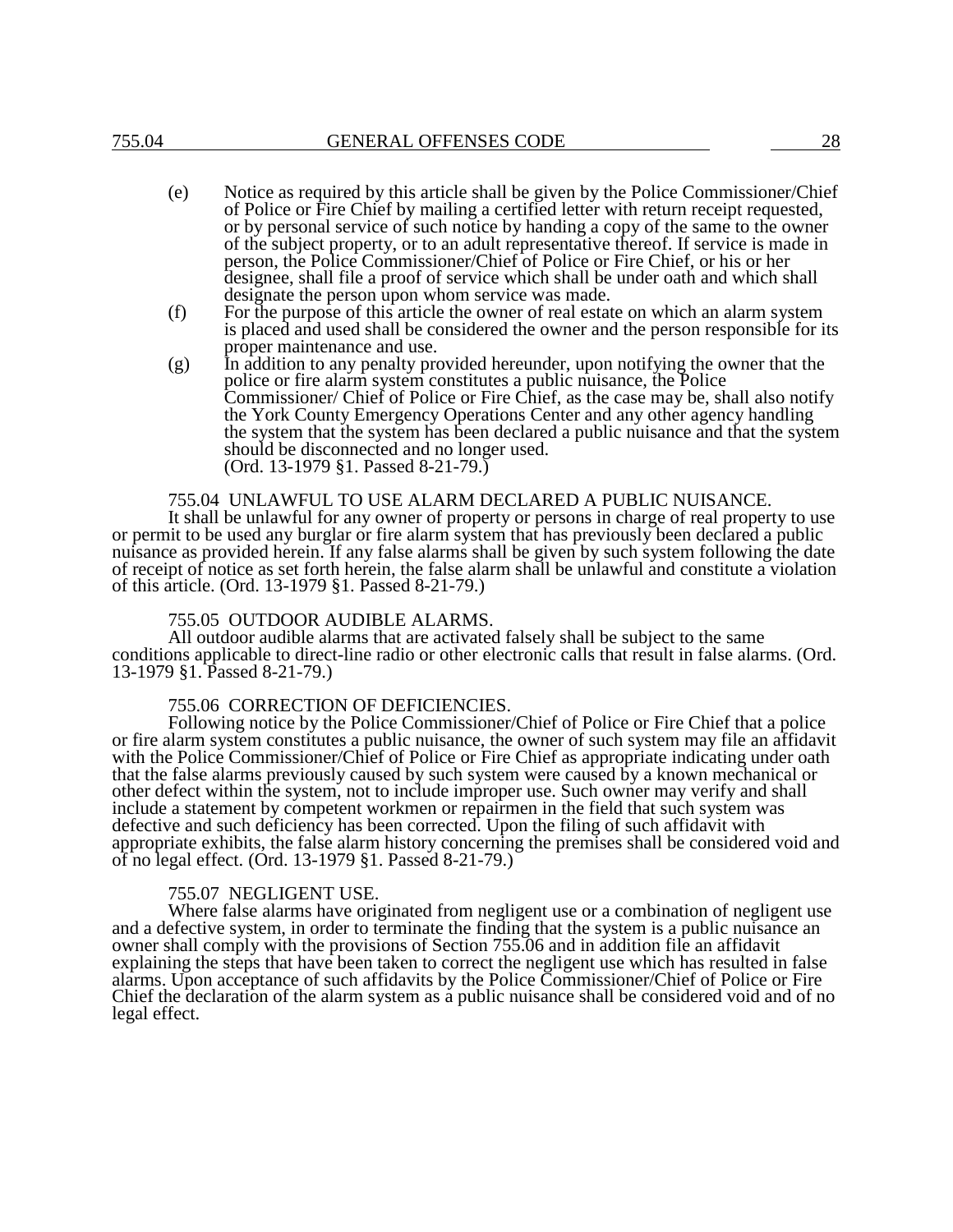(e) Notice as required by this article shall be given by the Police Commissioner/Chief of Police or Fire Chief by mailing a certified letter with return receipt requested, or by personal service of such notice by handing a copy of the same to the owner of the subject property, or to an adult representative thereof. If service is made in person, the Police Commissioner/Chief of Police or Fire Chief, or his or her designee, shall file a proof of service which shall be under oath and which shall designate the person upon whom service was made.

(f) For the purpose of this article the owner of real estate on which an alarm system is placed and used shall be considered the owner and the person responsible for its proper maintenance and use.

(g) In addition to any penalty provided hereunder, upon notifying the owner that the police or fire alarm system constitutes a public nuisance, the Police Commissioner/ Chief of Police or Fire Chief, as the case may be, shall also notify the York County Emergency Operations Center and any other agency handling the system that the system has been declared a public nuisance and that the system should be disconnected and no longer used.
(Ord. 13-1979 §1. Passed 8-21-79.)

### 755.04 UNLAWFUL TO USE ALARM DECLARED A PUBLIC NUISANCE.

It shall be unlawful for any owner of property or persons in charge of real property to use or permit to be used any burglar or fire alarm system that has previously been declared a public nuisance as provided herein. If any false alarms shall be given by such system following the date of receipt of notice as set forth herein, the false alarm shall be unlawful and constitute a violation of this article. (Ord. 13-1979 §1. Passed 8-21-79.)

### 755.05 OUTDOOR AUDIBLE ALARMS.

All outdoor audible alarms that are activated falsely shall be subject to the same conditions applicable to direct-line radio or other electronic calls that result in false alarms. (Ord. 13-1979 §1. Passed 8-21-79.)

### 755.06 CORRECTION OF DEFICIENCIES.

Following notice by the Police Commissioner/Chief of Police or Fire Chief that a police or fire alarm system constitutes a public nuisance, the owner of such system may file an affidavit with the Police Commissioner/Chief of Police or Fire Chief as appropriate indicating under oath that the false alarms previously caused by such system were caused by a known mechanical or other defect within the system, not to include improper use. Such owner may verify and shall include a statement by competent workmen or repairmen in the field that such system was defective and such deficiency has been corrected. Upon the filing of such affidavit with appropriate exhibits, the false alarm history concerning the premises shall be considered void and of no legal effect. (Ord. 13-1979 §1. Passed 8-21-79.)

### 755.07 NEGLIGENT USE.

Where false alarms have originated from negligent use or a combination of negligent use and a defective system, in order to terminate the finding that the system is a public nuisance an owner shall comply with the provisions of Section 755.06 and in addition file an affidavit explaining the steps that have been taken to correct the negligent use which has resulted in false alarms. Upon acceptance of such affidavits by the Police Commissioner/Chief of Police or Fire Chief the declaration of the alarm system as a public nuisance shall be considered void and of no legal effect.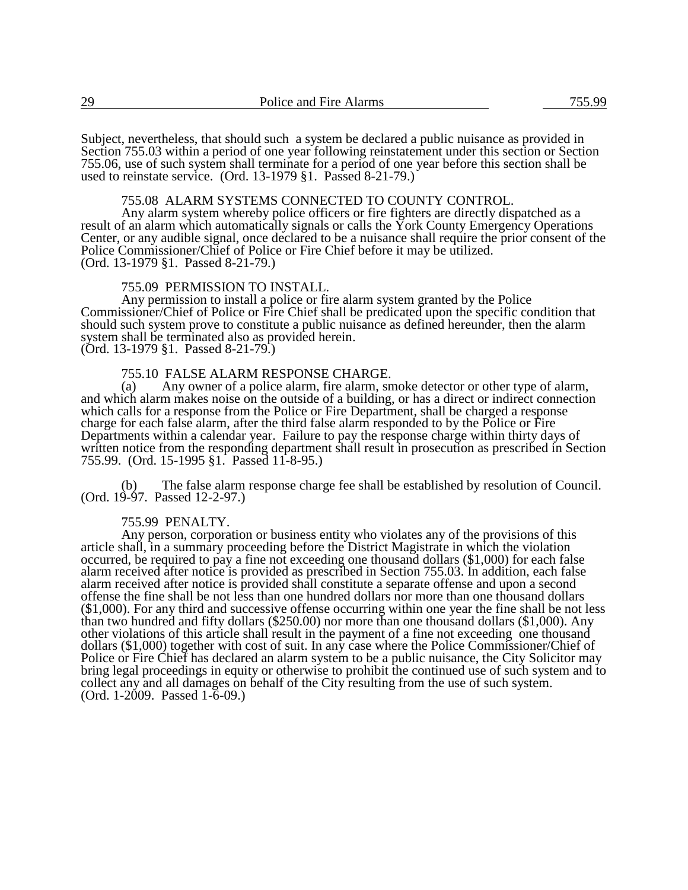Subject, nevertheless, that should such a system be declared a public nuisance as provided in Section 755.03 within a period of one year following reinstatement under this section or Section 755.06, use of such system shall terminate for a period of one year before this section shall be used to reinstate service. (Ord. 13-1979 §1. Passed 8-21-79.)

### 755.08 ALARM SYSTEMS CONNECTED TO COUNTY CONTROL.

Any alarm system whereby police officers or fire fighters are directly dispatched as a result of an alarm which automatically signals or calls the York County Emergency Operations Center, or any audible signal, once declared to be a nuisance shall require the prior consent of the Police Commissioner/Chief of Police or Fire Chief before it may be utilized.
(Ord. 13-1979 §1. Passed 8-21-79.)

### 755.09 PERMISSION TO INSTALL.

Any permission to install a police or fire alarm system granted by the Police Commissioner/Chief of Police or Fire Chief shall be predicated upon the specific condition that should such system prove to constitute a public nuisance as defined hereunder, then the alarm system shall be terminated also as provided herein.
(Ord. 13-1979 §1. Passed 8-21-79.)

### 755.10 FALSE ALARM RESPONSE CHARGE.

(a) Any owner of a police alarm, fire alarm, smoke detector or other type of alarm, and which alarm makes noise on the outside of a building, or has a direct or indirect connection which calls for a response from the Police or Fire Department, shall be charged a response charge for each false alarm, after the third false alarm responded to by the Police or Fire Departments within a calendar year. Failure to pay the response charge within thirty days of written notice from the responding department shall result in prosecution as prescribed in Section 755.99. (Ord. 15-1995 §1. Passed 11-8-95.)

(b) The false alarm response charge fee shall be established by resolution of Council.
(Ord. 19-97. Passed 12-2-97.)

### 755.99 PENALTY.

Any person, corporation or business entity who violates any of the provisions of this article shall, in a summary proceeding before the District Magistrate in which the violation occurred, be required to pay a fine not exceeding one thousand dollars ($1,000) for each false alarm received after notice is provided as prescribed in Section 755.03. In addition, each false alarm received after notice is provided shall constitute a separate offense and upon a second offense the fine shall be not less than one hundred dollars nor more than one thousand dollars ($1,000). For any third and successive offense occurring within one year the fine shall be not less than two hundred and fifty dollars ($250.00) nor more than one thousand dollars ($1,000). Any other violations of this article shall result in the payment of a fine not exceeding one thousand dollars ($1,000) together with cost of suit. In any case where the Police Commissioner/Chief of Police or Fire Chief has declared an alarm system to be a public nuisance, the City Solicitor may bring legal proceedings in equity or otherwise to prohibit the continued use of such system and to collect any and all damages on behalf of the City resulting from the use of such system.
(Ord. 1-2009. Passed 1-6-09.)